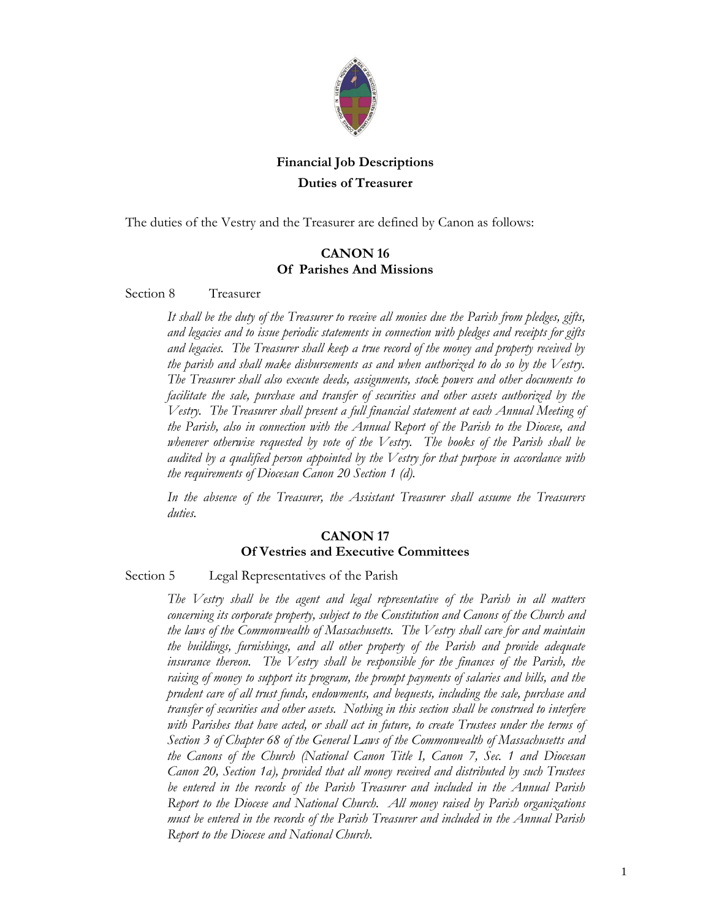## Financial Job Descriptions

## Duties of Treasurer

The duties of the Vestry and the Treasurer are defined by Canon as follows:

### CANON 16
### Of Parishes And Missions

Section 8 Treasurer

*It shall be the duty of the Treasurer to receive all monies due the Parish from pledges, gifts, and legacies and to issue periodic statements in connection with pledges and receipts for gifts and legacies. The Treasurer shall keep a true record of the money and property received by the parish and shall make disbursements as and when authorized to do so by the Vestry. The Treasurer shall also execute deeds, assignments, stock powers and other documents to facilitate the sale, purchase and transfer of securities and other assets authorized by the Vestry. The Treasurer shall present a full financial statement at each Annual Meeting of the Parish, also in connection with the Annual Report of the Parish to the Diocese, and whenever otherwise requested by vote of the Vestry. The books of the Parish shall be audited by a qualified person appointed by the Vestry for that purpose in accordance with the requirements of Diocesan Canon 20 Section 1 (d).*

*In the absence of the Treasurer, the Assistant Treasurer shall assume the Treasurers duties.*

### CANON 17
### Of Vestries and Executive Committees

Section 5 Legal Representatives of the Parish

*The Vestry shall be the agent and legal representative of the Parish in all matters concerning its corporate property, subject to the Constitution and Canons of the Church and the laws of the Commonwealth of Massachusetts. The Vestry shall care for and maintain the buildings, furnishings, and all other property of the Parish and provide adequate insurance thereon. The Vestry shall be responsible for the finances of the Parish, the raising of money to support its program, the prompt payments of salaries and bills, and the prudent care of all trust funds, endowments, and bequests, including the sale, purchase and transfer of securities and other assets. Nothing in this section shall be construed to interfere with Parishes that have acted, or shall act in future, to create Trustees under the terms of Section 3 of Chapter 68 of the General Laws of the Commonwealth of Massachusetts and the Canons of the Church (National Canon Title I, Canon 7, Sec. 1 and Diocesan Canon 20, Section 1a), provided that all money received and distributed by such Trustees be entered in the records of the Parish Treasurer and included in the Annual Parish Report to the Diocese and National Church. All money raised by Parish organizations must be entered in the records of the Parish Treasurer and included in the Annual Parish Report to the Diocese and National Church.*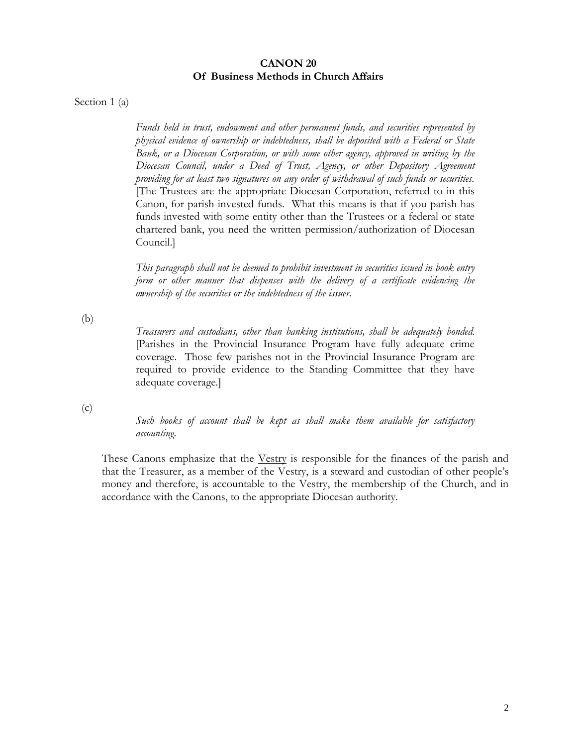## CANON 20
### Of Business Methods in Church Affairs

Section 1 (a)

*Funds held in trust, endowment and other permanent funds, and securities represented by physical evidence of ownership or indebtedness, shall be deposited with a Federal or State Bank, or a Diocesan Corporation, or with some other agency, approved in writing by the Diocesan Council, under a Deed of Trust, Agency, or other Depository Agreement providing for at least two signatures on any order of withdrawal of such funds or securities.* [The Trustees are the appropriate Diocesan Corporation, referred to in this Canon, for parish invested funds. What this means is that if you parish has funds invested with some entity other than the Trustees or a federal or state chartered bank, you need the written permission/authorization of Diocesan Council.]

*This paragraph shall not be deemed to prohibit investment in securities issued in book entry form or other manner that dispenses with the delivery of a certificate evidencing the ownership of the securities or the indebtedness of the issuer.*

(b)

*Treasurers and custodians, other than banking institutions, shall be adequately bonded.* [Parishes in the Provincial Insurance Program have fully adequate crime coverage. Those few parishes not in the Provincial Insurance Program are required to provide evidence to the Standing Committee that they have adequate coverage.]

(c)

*Such books of account shall be kept as shall make them available for satisfactory accounting.*

These Canons emphasize that the Vestry is responsible for the finances of the parish and that the Treasurer, as a member of the Vestry, is a steward and custodian of other people's money and therefore, is accountable to the Vestry, the membership of the Church, and in accordance with the Canons, to the appropriate Diocesan authority.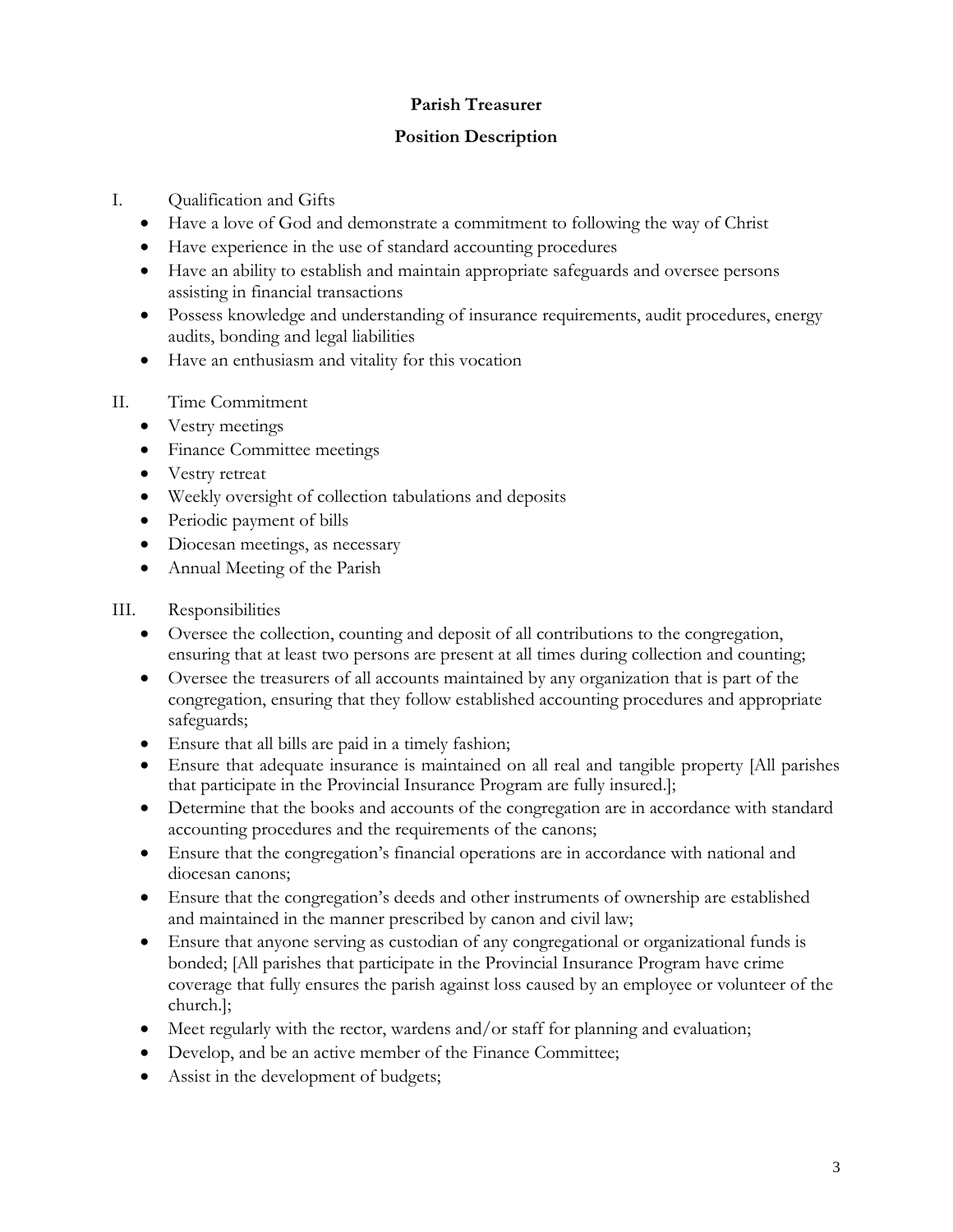# Parish Treasurer

## Position Description

I. Qualification and Gifts

- Have a love of God and demonstrate a commitment to following the way of Christ
- Have experience in the use of standard accounting procedures
- Have an ability to establish and maintain appropriate safeguards and oversee persons assisting in financial transactions
- Possess knowledge and understanding of insurance requirements, audit procedures, energy audits, bonding and legal liabilities
- Have an enthusiasm and vitality for this vocation

II. Time Commitment

- Vestry meetings
- Finance Committee meetings
- Vestry retreat
- Weekly oversight of collection tabulations and deposits
- Periodic payment of bills
- Diocesan meetings, as necessary
- Annual Meeting of the Parish

III. Responsibilities

- Oversee the collection, counting and deposit of all contributions to the congregation, ensuring that at least two persons are present at all times during collection and counting;
- Oversee the treasurers of all accounts maintained by any organization that is part of the congregation, ensuring that they follow established accounting procedures and appropriate safeguards;
- Ensure that all bills are paid in a timely fashion;
- Ensure that adequate insurance is maintained on all real and tangible property [All parishes that participate in the Provincial Insurance Program are fully insured.];
- Determine that the books and accounts of the congregation are in accordance with standard accounting procedures and the requirements of the canons;
- Ensure that the congregation's financial operations are in accordance with national and diocesan canons;
- Ensure that the congregation's deeds and other instruments of ownership are established and maintained in the manner prescribed by canon and civil law;
- Ensure that anyone serving as custodian of any congregational or organizational funds is bonded; [All parishes that participate in the Provincial Insurance Program have crime coverage that fully ensures the parish against loss caused by an employee or volunteer of the church.];
- Meet regularly with the rector, wardens and/or staff for planning and evaluation;
- Develop, and be an active member of the Finance Committee;
- Assist in the development of budgets;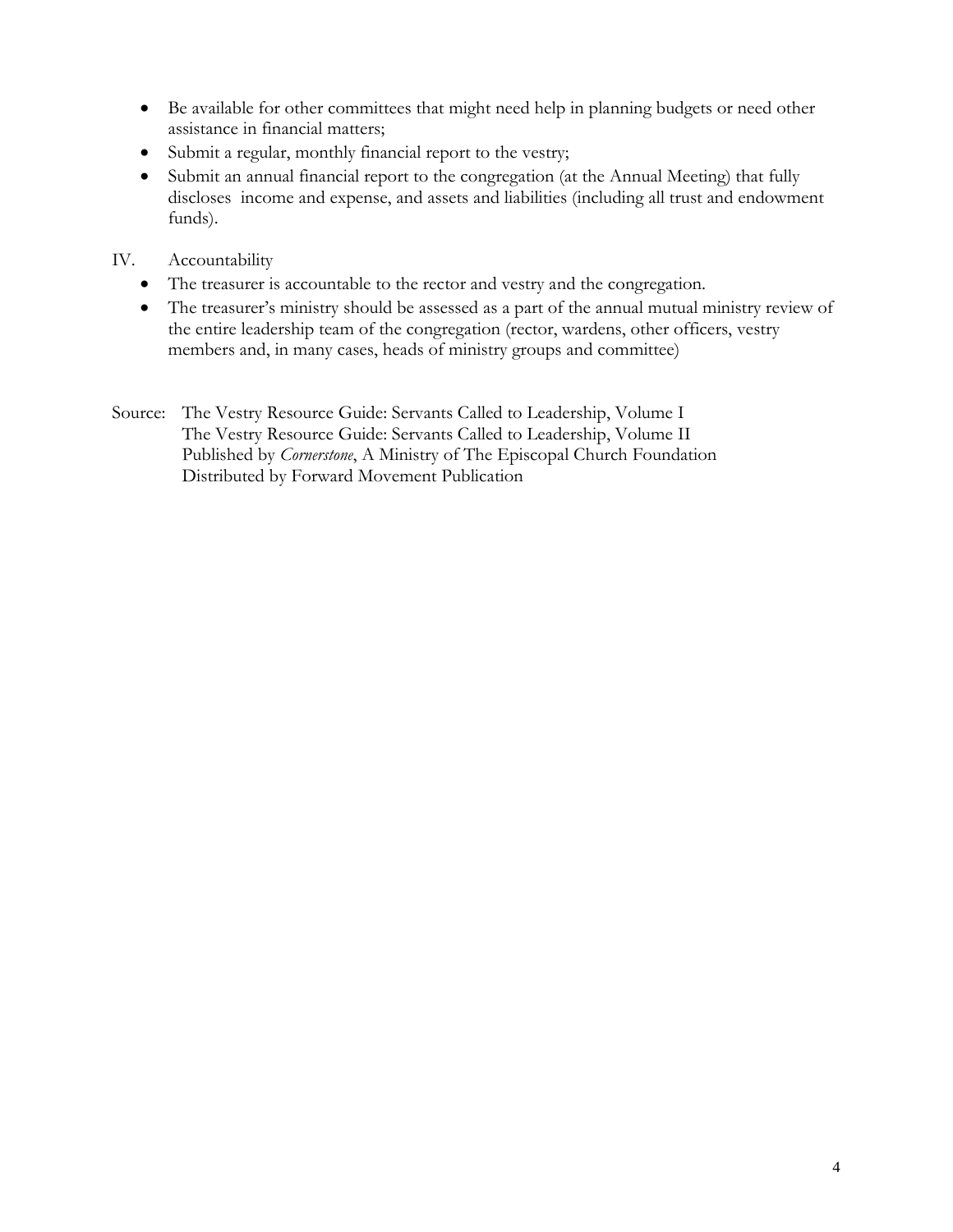- Be available for other committees that might need help in planning budgets or need other assistance in financial matters;
- Submit a regular, monthly financial report to the vestry;
- Submit an annual financial report to the congregation (at the Annual Meeting) that fully discloses income and expense, and assets and liabilities (including all trust and endowment funds).

IV. Accountability

- The treasurer is accountable to the rector and vestry and the congregation.
- The treasurer's ministry should be assessed as a part of the annual mutual ministry review of the entire leadership team of the congregation (rector, wardens, other officers, vestry members and, in many cases, heads of ministry groups and committee)

Source: The Vestry Resource Guide: Servants Called to Leadership, Volume I
The Vestry Resource Guide: Servants Called to Leadership, Volume II
Published by *Cornerstone*, A Ministry of The Episcopal Church Foundation
Distributed by Forward Movement Publication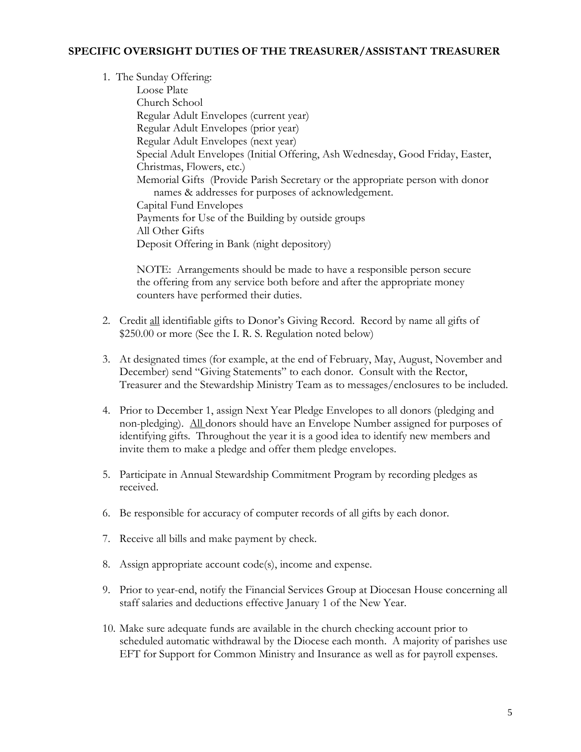## SPECIFIC OVERSIGHT DUTIES OF THE TREASURER/ASSISTANT TREASURER

1. The Sunday Offering:
   - Loose Plate
   - Church School
   - Regular Adult Envelopes (current year)
   - Regular Adult Envelopes (prior year)
   - Regular Adult Envelopes (next year)
   - Special Adult Envelopes (Initial Offering, Ash Wednesday, Good Friday, Easter, Christmas, Flowers, etc.)
   - Memorial Gifts (Provide Parish Secretary or the appropriate person with donor names & addresses for purposes of acknowledgement.
   - Capital Fund Envelopes
   - Payments for Use of the Building by outside groups
   - All Other Gifts
   - Deposit Offering in Bank (night depository)

   NOTE: Arrangements should be made to have a responsible person secure the offering from any service both before and after the appropriate money counters have performed their duties.

2. Credit <u>all</u> identifiable gifts to Donor's Giving Record. Record by name all gifts of $250.00 or more (See the I. R. S. Regulation noted below)

3. At designated times (for example, at the end of February, May, August, November and December) send "Giving Statements" to each donor. Consult with the Rector, Treasurer and the Stewardship Ministry Team as to messages/enclosures to be included.

4. Prior to December 1, assign Next Year Pledge Envelopes to all donors (pledging and non-pledging). <u>All</u> donors should have an Envelope Number assigned for purposes of identifying gifts. Throughout the year it is a good idea to identify new members and invite them to make a pledge and offer them pledge envelopes.

5. Participate in Annual Stewardship Commitment Program by recording pledges as received.

6. Be responsible for accuracy of computer records of all gifts by each donor.

7. Receive all bills and make payment by check.

8. Assign appropriate account code(s), income and expense.

9. Prior to year-end, notify the Financial Services Group at Diocesan House concerning all staff salaries and deductions effective January 1 of the New Year.

10. Make sure adequate funds are available in the church checking account prior to scheduled automatic withdrawal by the Diocese each month. A majority of parishes use EFT for Support for Common Ministry and Insurance as well as for payroll expenses.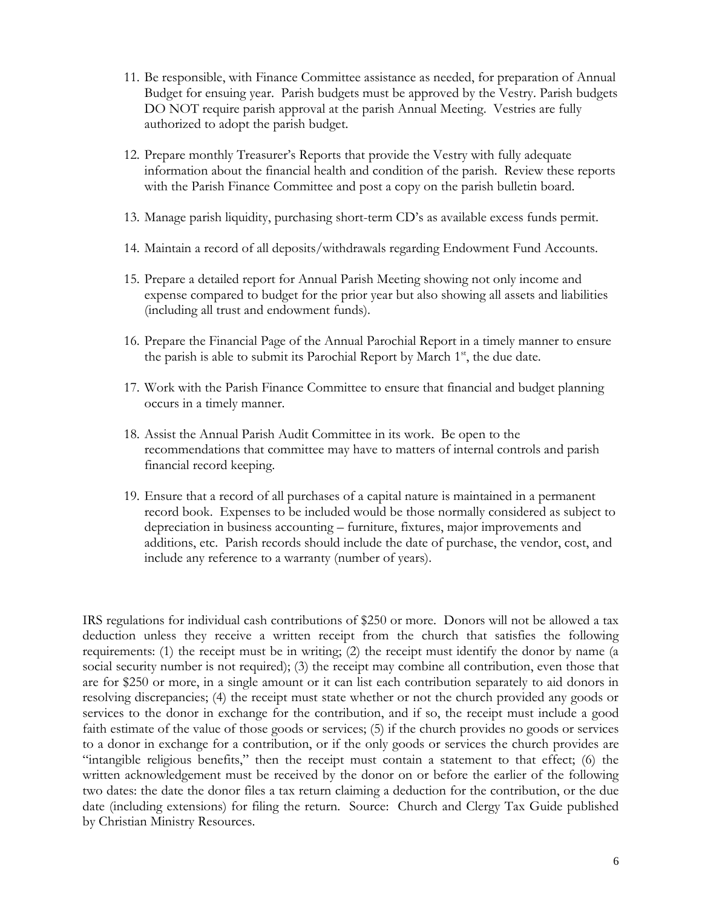11. Be responsible, with Finance Committee assistance as needed, for preparation of Annual Budget for ensuing year. Parish budgets must be approved by the Vestry. Parish budgets DO NOT require parish approval at the parish Annual Meeting. Vestries are fully authorized to adopt the parish budget.

12. Prepare monthly Treasurer's Reports that provide the Vestry with fully adequate information about the financial health and condition of the parish. Review these reports with the Parish Finance Committee and post a copy on the parish bulletin board.

13. Manage parish liquidity, purchasing short-term CD's as available excess funds permit.

14. Maintain a record of all deposits/withdrawals regarding Endowment Fund Accounts.

15. Prepare a detailed report for Annual Parish Meeting showing not only income and expense compared to budget for the prior year but also showing all assets and liabilities (including all trust and endowment funds).

16. Prepare the Financial Page of the Annual Parochial Report in a timely manner to ensure the parish is able to submit its Parochial Report by March 1st, the due date.

17. Work with the Parish Finance Committee to ensure that financial and budget planning occurs in a timely manner.

18. Assist the Annual Parish Audit Committee in its work. Be open to the recommendations that committee may have to matters of internal controls and parish financial record keeping.

19. Ensure that a record of all purchases of a capital nature is maintained in a permanent record book. Expenses to be included would be those normally considered as subject to depreciation in business accounting – furniture, fixtures, major improvements and additions, etc. Parish records should include the date of purchase, the vendor, cost, and include any reference to a warranty (number of years).

IRS regulations for individual cash contributions of $250 or more. Donors will not be allowed a tax deduction unless they receive a written receipt from the church that satisfies the following requirements: (1) the receipt must be in writing; (2) the receipt must identify the donor by name (a social security number is not required); (3) the receipt may combine all contribution, even those that are for $250 or more, in a single amount or it can list each contribution separately to aid donors in resolving discrepancies; (4) the receipt must state whether or not the church provided any goods or services to the donor in exchange for the contribution, and if so, the receipt must include a good faith estimate of the value of those goods or services; (5) if the church provides no goods or services to a donor in exchange for a contribution, or if the only goods or services the church provides are "intangible religious benefits," then the receipt must contain a statement to that effect; (6) the written acknowledgement must be received by the donor on or before the earlier of the following two dates: the date the donor files a tax return claiming a deduction for the contribution, or the due date (including extensions) for filing the return. Source: Church and Clergy Tax Guide published by Christian Ministry Resources.